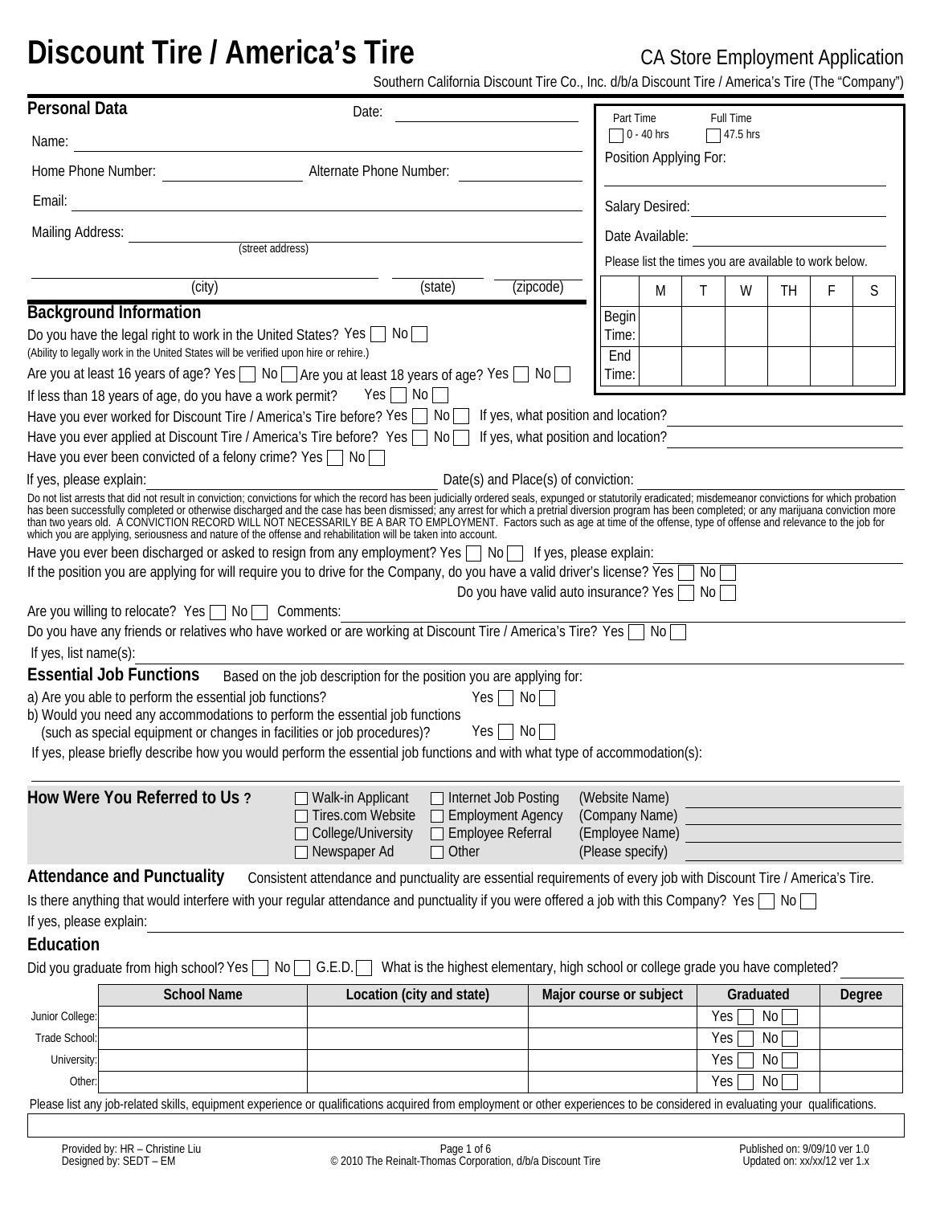# Discount Tire / America's Tire

CA Store Employment Application

Southern California Discount Tire Co., Inc. d/b/a Discount Tire / America's Tire (The "Company")

## Personal Data

Date: ______________________

Name: ______________________

Home Phone Number: ______________ Alternate Phone Number: ______________

Email: ______________________

Mailing Address: ______________________
(street address)

______________ ______________ ______________
(city) (state) (zipcode)

Part Time ☐ 0 - 40 hrs   Full Time ☐ 47.5 hrs

Position Applying For: ______________________

Salary Desired: ______________________

Date Available: ______________________

Please list the times you are available to work below.

| | M | T | W | TH | F | S |
|---|---|---|---|---|---|---|
| Begin Time: | | | | | | |
| End Time: | | | | | | |

## Background Information

Do you have the legal right to work in the United States? Yes ☐ No ☐
(Ability to legally work in the United States will be verified upon hire or rehire.)

Are you at least 16 years of age? Yes ☐ No ☐ Are you at least 18 years of age? Yes ☐ No ☐

If less than 18 years of age, do you have a work permit? Yes ☐ No ☐

Have you ever worked for Discount Tire / America's Tire before? Yes ☐ No ☐ If yes, what position and location? ______________

Have you ever applied at Discount Tire / America's Tire before? Yes ☐ No ☐ If yes, what position and location? ______________

Have you ever been convicted of a felony crime? Yes ☐ No ☐

If yes, please explain: ______________ Date(s) and Place(s) of conviction: ______________

Do not list arrests that did not result in conviction; convictions for which the record has been judicially ordered seals, expunged or statutorily eradicated; misdemeanor convictions for which probation has been successfully completed or otherwise discharged and the case has been dismissed; any arrest for which a pretrial diversion program has been completed; or any marijuana conviction more than two years old. A CONVICTION RECORD WILL NOT NECESSARILY BE A BAR TO EMPLOYMENT. Factors such as age at time of the offense, type of offense and relevance to the job for which you are applying, seriousness and nature of the offense and rehabilitation will be taken into account.

Have you ever been discharged or asked to resign from any employment? Yes ☐ No ☐ If yes, please explain: ______________

If the position you are applying for will require you to drive for the Company, do you have a valid driver's license? Yes ☐ No ☐

Do you have valid auto insurance? Yes ☐ No ☐

Are you willing to relocate? Yes ☐ No ☐ Comments: ______________

Do you have any friends or relatives who have worked or are working at Discount Tire / America's Tire? Yes ☐ No ☐

If yes, list name(s): ______________

## Essential Job Functions

Based on the job description for the position you are applying for:

a) Are you able to perform the essential job functions? Yes ☐ No ☐

b) Would you need any accommodations to perform the essential job functions (such as special equipment or changes in facilities or job procedures)? Yes ☐ No ☐

If yes, please briefly describe how you would perform the essential job functions and with what type of accommodation(s):

______________________

## How Were You Referred to Us ?

☐ Walk-in Applicant ☐ Internet Job Posting (Website Name) ______________

☐ Tires.com Website ☐ Employment Agency (Company Name) ______________

☐ College/University ☐ Employee Referral (Employee Name) ______________

☐ Newspaper Ad ☐ Other (Please specify) ______________

## Attendance and Punctuality

Consistent attendance and punctuality are essential requirements of every job with Discount Tire / America's Tire.

Is there anything that would interfere with your regular attendance and punctuality if you were offered a job with this Company? Yes ☐ No ☐

If yes, please explain: ______________

## Education

Did you graduate from high school? Yes ☐ No ☐ G.E.D. ☐ What is the highest elementary, high school or college grade you have completed? ______

| | School Name | Location (city and state) | Major course or subject | Graduated | Degree |
|---|---|---|---|---|---|
| Junior College: | | | | Yes ☐ No ☐ | |
| Trade School: | | | | Yes ☐ No ☐ | |
| University: | | | | Yes ☐ No ☐ | |
| Other: | | | | Yes ☐ No ☐ | |

Please list any job-related skills, equipment experience or qualifications acquired from employment or other experiences to be considered in evaluating your qualifications.

______________________

Provided by: HR – Christine Liu
Designed by: SEDT – EM

© 2010 The Reinalt-Thomas Corporation, d/b/a Discount Tire

Published on: 9/09/10 ver 1.0
Updated on: xx/xx/12 ver 1.x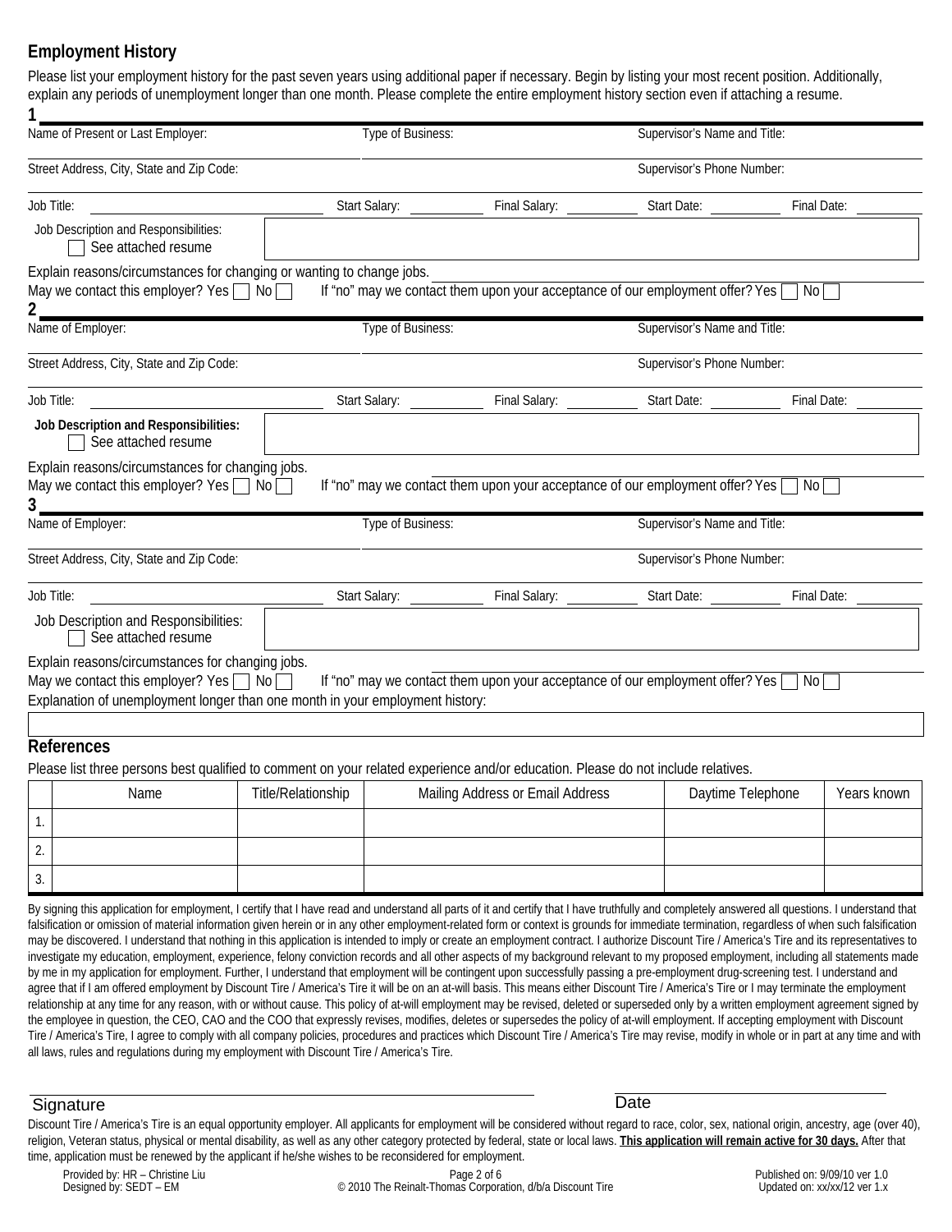## Employment History

Please list your employment history for the past seven years using additional paper if necessary. Begin by listing your most recent position. Additionally, explain any periods of unemployment longer than one month. Please complete the entire employment history section even if attaching a resume.

**1**

Name of Present or Last Employer: Type of Business: Supervisor's Name and Title:

Street Address, City, State and Zip Code: Supervisor's Phone Number:

Job Title: Start Salary: Final Salary: Start Date: Final Date:

Job Description and Responsibilities:
☐ See attached resume

Explain reasons/circumstances for changing or wanting to change jobs.

May we contact this employer? Yes ☐ No ☐ If "no" may we contact them upon your acceptance of our employment offer? Yes ☐ No ☐

**2**

Name of Employer: Type of Business: Supervisor's Name and Title:

Street Address, City, State and Zip Code: Supervisor's Phone Number:

Job Title: Start Salary: Final Salary: Start Date: Final Date:

**Job Description and Responsibilities:**
☐ See attached resume

Explain reasons/circumstances for changing jobs.

May we contact this employer? Yes ☐ No ☐ If "no" may we contact them upon your acceptance of our employment offer? Yes ☐ No ☐

**3**

Name of Employer: Type of Business: Supervisor's Name and Title:

Street Address, City, State and Zip Code: Supervisor's Phone Number:

Job Title: Start Salary: Final Salary: Start Date: Final Date:

Job Description and Responsibilities:
☐ See attached resume

Explain reasons/circumstances for changing jobs.

May we contact this employer? Yes ☐ No ☐ If "no" may we contact them upon your acceptance of our employment offer? Yes ☐ No ☐

Explanation of unemployment longer than one month in your employment history:

## References

Please list three persons best qualified to comment on your related experience and/or education. Please do not include relatives.

| | Name | Title/Relationship | Mailing Address or Email Address | Daytime Telephone | Years known |
|---|---|---|---|---|---|
| 1. | | | | | |
| 2. | | | | | |
| 3. | | | | | |

By signing this application for employment, I certify that I have read and understand all parts of it and certify that I have truthfully and completely answered all questions. I understand that falsification or omission of material information given herein or in any other employment-related form or context is grounds for immediate termination, regardless of when such falsification may be discovered. I understand that nothing in this application is intended to imply or create an employment contract. I authorize Discount Tire / America's Tire and its representatives to investigate my education, employment, experience, felony conviction records and all other aspects of my background relevant to my proposed employment, including all statements made by me in my application for employment. Further, I understand that employment will be contingent upon successfully passing a pre-employment drug-screening test. I understand and agree that if I am offered employment by Discount Tire / America's Tire it will be on an at-will basis. This means either Discount Tire / America's Tire or I may terminate the employment relationship at any time for any reason, with or without cause. This policy of at-will employment may be revised, deleted or superseded only by a written employment agreement signed by the employee in question, the CEO, CAO and the COO that expressly revises, modifies, deletes or supersedes the policy of at-will employment. If accepting employment with Discount Tire / America's Tire, I agree to comply with all company policies, procedures and practices which Discount Tire / America's Tire may revise, modify in whole or in part at any time and with all laws, rules and regulations during my employment with Discount Tire / America's Tire.

Signature Date

Discount Tire / America's Tire is an equal opportunity employer. All applicants for employment will be considered without regard to race, color, sex, national origin, ancestry, age (over 40), religion, Veteran status, physical or mental disability, as well as any other category protected by federal, state or local laws. **This application will remain active for 30 days.** After that time, application must be renewed by the applicant if he/she wishes to be reconsidered for employment.

Provided by: HR – Christine Liu
Designed by: SEDT – EM

© 2010 The Reinalt-Thomas Corporation, d/b/a Discount Tire

Published on: 9/09/10 ver 1.0
Updated on: xx/xx/12 ver 1.x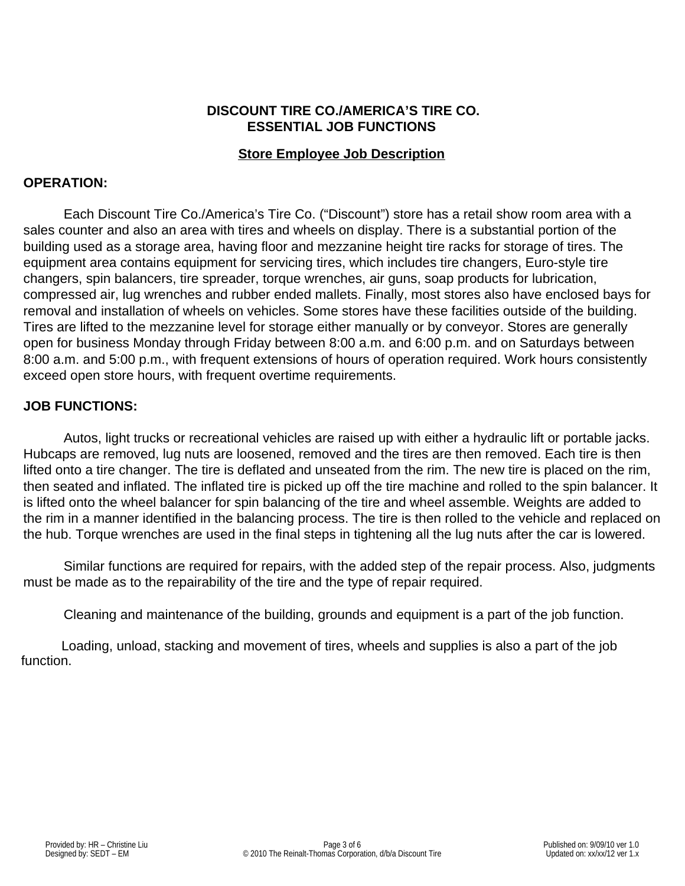# DISCOUNT TIRE CO./AMERICA'S TIRE CO.
# ESSENTIAL JOB FUNCTIONS

## Store Employee Job Description

### OPERATION:

Each Discount Tire Co./America's Tire Co. ("Discount") store has a retail show room area with a sales counter and also an area with tires and wheels on display. There is a substantial portion of the building used as a storage area, having floor and mezzanine height tire racks for storage of tires. The equipment area contains equipment for servicing tires, which includes tire changers, Euro-style tire changers, spin balancers, tire spreader, torque wrenches, air guns, soap products for lubrication, compressed air, lug wrenches and rubber ended mallets. Finally, most stores also have enclosed bays for removal and installation of wheels on vehicles. Some stores have these facilities outside of the building. Tires are lifted to the mezzanine level for storage either manually or by conveyor. Stores are generally open for business Monday through Friday between 8:00 a.m. and 6:00 p.m. and on Saturdays between 8:00 a.m. and 5:00 p.m., with frequent extensions of hours of operation required. Work hours consistently exceed open store hours, with frequent overtime requirements.

### JOB FUNCTIONS:

Autos, light trucks or recreational vehicles are raised up with either a hydraulic lift or portable jacks. Hubcaps are removed, lug nuts are loosened, removed and the tires are then removed. Each tire is then lifted onto a tire changer. The tire is deflated and unseated from the rim. The new tire is placed on the rim, then seated and inflated. The inflated tire is picked up off the tire machine and rolled to the spin balancer. It is lifted onto the wheel balancer for spin balancing of the tire and wheel assemble. Weights are added to the rim in a manner identified in the balancing process. The tire is then rolled to the vehicle and replaced on the hub. Torque wrenches are used in the final steps in tightening all the lug nuts after the car is lowered.

Similar functions are required for repairs, with the added step of the repair process. Also, judgments must be made as to the repairability of the tire and the type of repair required.

Cleaning and maintenance of the building, grounds and equipment is a part of the job function.

Loading, unload, stacking and movement of tires, wheels and supplies is also a part of the job function.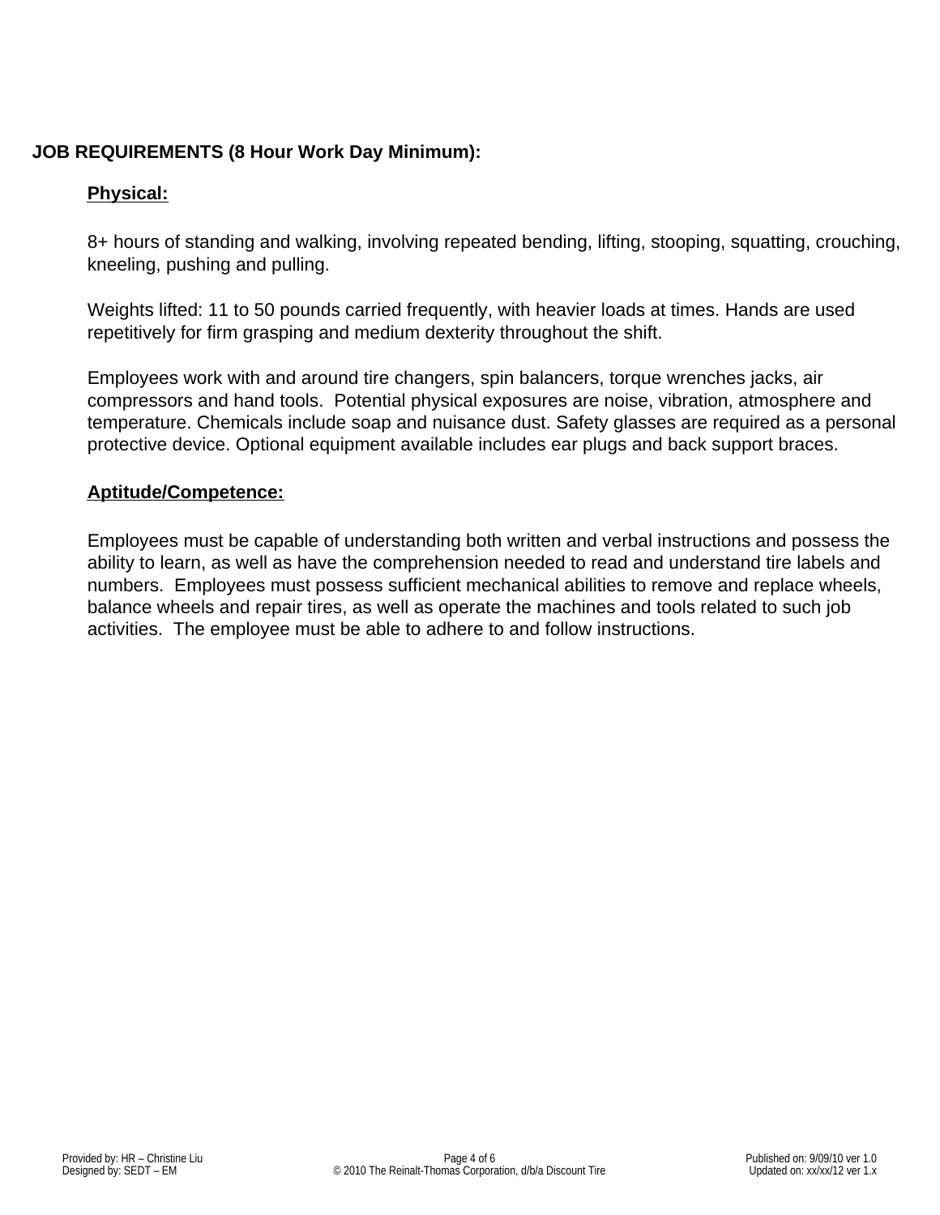## JOB REQUIREMENTS (8 Hour Work Day Minimum):

### Physical:

8+ hours of standing and walking, involving repeated bending, lifting, stooping, squatting, crouching, kneeling, pushing and pulling.

Weights lifted: 11 to 50 pounds carried frequently, with heavier loads at times. Hands are used repetitively for firm grasping and medium dexterity throughout the shift.

Employees work with and around tire changers, spin balancers, torque wrenches jacks, air compressors and hand tools. Potential physical exposures are noise, vibration, atmosphere and temperature. Chemicals include soap and nuisance dust. Safety glasses are required as a personal protective device. Optional equipment available includes ear plugs and back support braces.

### Aptitude/Competence:

Employees must be capable of understanding both written and verbal instructions and possess the ability to learn, as well as have the comprehension needed to read and understand tire labels and numbers. Employees must possess sufficient mechanical abilities to remove and replace wheels, balance wheels and repair tires, as well as operate the machines and tools related to such job activities. The employee must be able to adhere to and follow instructions.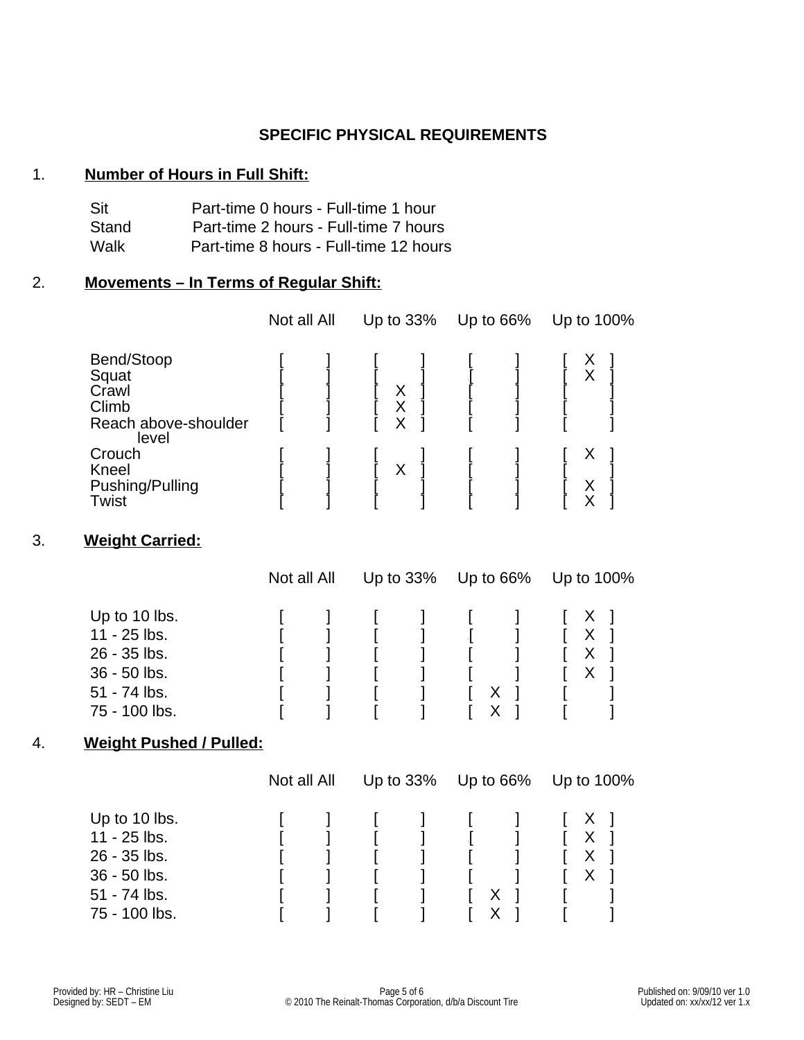## SPECIFIC PHYSICAL REQUIREMENTS

1. **Number of Hours in Full Shift:**

| | |
|---|---|
| Sit | Part-time 0 hours - Full-time 1 hour |
| Stand | Part-time 2 hours - Full-time 7 hours |
| Walk | Part-time 8 hours - Full-time 12 hours |

2. **Movements – In Terms of Regular Shift:**

| | Not all All | Up to 33% | Up to 66% | Up to 100% |
|---|---|---|---|---|
| Bend/Stoop | [ ] | [ ] | [ ] | [ X ] |
| Squat | [ ] | [ ] | [ ] | [ X ] |
| Crawl | [ ] | [ X ] | [ ] | [ ] |
| Climb | [ ] | [ X ] | [ ] | [ ] |
| Reach above-shoulder level | [ ] | [ X ] | [ ] | [ ] |
| Crouch | [ ] | [ ] | [ ] | [ X ] |
| Kneel | [ ] | [ X ] | [ ] | [ ] |
| Pushing/Pulling | [ ] | [ ] | [ ] | [ X ] |
| Twist | [ ] | [ ] | [ ] | [ X ] |

3. **Weight Carried:**

| | Not all All | Up to 33% | Up to 66% | Up to 100% |
|---|---|---|---|---|
| Up to 10 lbs. | [ ] | [ ] | [ ] | [ X ] |
| 11 - 25 lbs. | [ ] | [ ] | [ ] | [ X ] |
| 26 - 35 lbs. | [ ] | [ ] | [ ] | [ X ] |
| 36 - 50 lbs. | [ ] | [ ] | [ ] | [ X ] |
| 51 - 74 lbs. | [ ] | [ ] | [ X ] | [ ] |
| 75 - 100 lbs. | [ ] | [ ] | [ X ] | [ ] |

4. **Weight Pushed / Pulled:**

| | Not all All | Up to 33% | Up to 66% | Up to 100% |
|---|---|---|---|---|
| Up to 10 lbs. | [ ] | [ ] | [ ] | [ X ] |
| 11 - 25 lbs. | [ ] | [ ] | [ ] | [ X ] |
| 26 - 35 lbs. | [ ] | [ ] | [ ] | [ X ] |
| 36 - 50 lbs. | [ ] | [ ] | [ ] | [ X ] |
| 51 - 74 lbs. | [ ] | [ ] | [ X ] | [ ] |
| 75 - 100 lbs. | [ ] | [ ] | [ X ] | [ ] |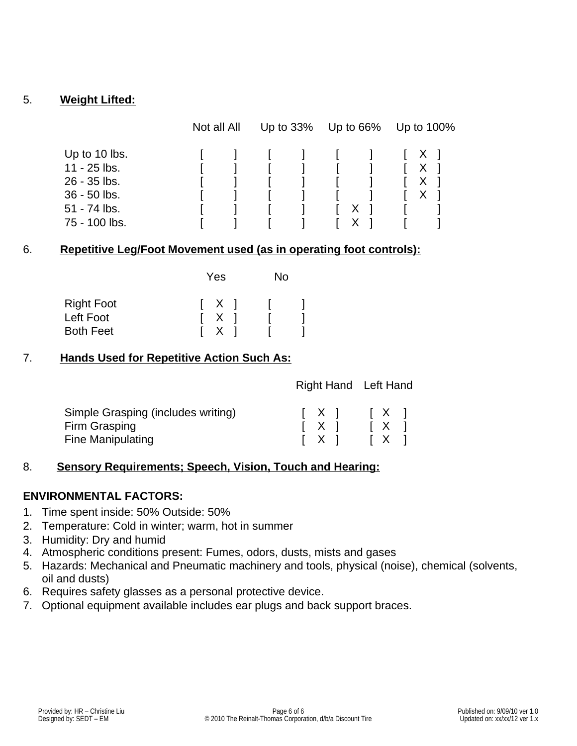5. **Weight Lifted:**

| | Not all All | Up to 33% | Up to 66% | Up to 100% |
|---|---|---|---|---|
| Up to 10 lbs. | [ ] | [ ] | [ ] | [ X ] |
| 11 - 25 lbs. | [ ] | [ ] | [ ] | [ X ] |
| 26 - 35 lbs. | [ ] | [ ] | [ ] | [ X ] |
| 36 - 50 lbs. | [ ] | [ ] | [ ] | [ X ] |
| 51 - 74 lbs. | [ ] | [ ] | [ X ] | [ ] |
| 75 - 100 lbs. | [ ] | [ ] | [ X ] | [ ] |

6. **Repetitive Leg/Foot Movement used (as in operating foot controls):**

| | Yes | No |
|---|---|---|
| Right Foot | [ X ] | [ ] |
| Left Foot | [ X ] | [ ] |
| Both Feet | [ X ] | [ ] |

7. **Hands Used for Repetitive Action Such As:**

| | Right Hand | Left Hand |
|---|---|---|
| Simple Grasping (includes writing) | [ X ] | [ X ] |
| Firm Grasping | [ X ] | [ X ] |
| Fine Manipulating | [ X ] | [ X ] |

8. **Sensory Requirements; Speech, Vision, Touch and Hearing:**

**ENVIRONMENTAL FACTORS:**

1. Time spent inside: 50% Outside: 50%
2. Temperature: Cold in winter; warm, hot in summer
3. Humidity: Dry and humid
4. Atmospheric conditions present: Fumes, odors, dusts, mists and gases
5. Hazards: Mechanical and Pneumatic machinery and tools, physical (noise), chemical (solvents, oil and dusts)
6. Requires safety glasses as a personal protective device.
7. Optional equipment available includes ear plugs and back support braces.